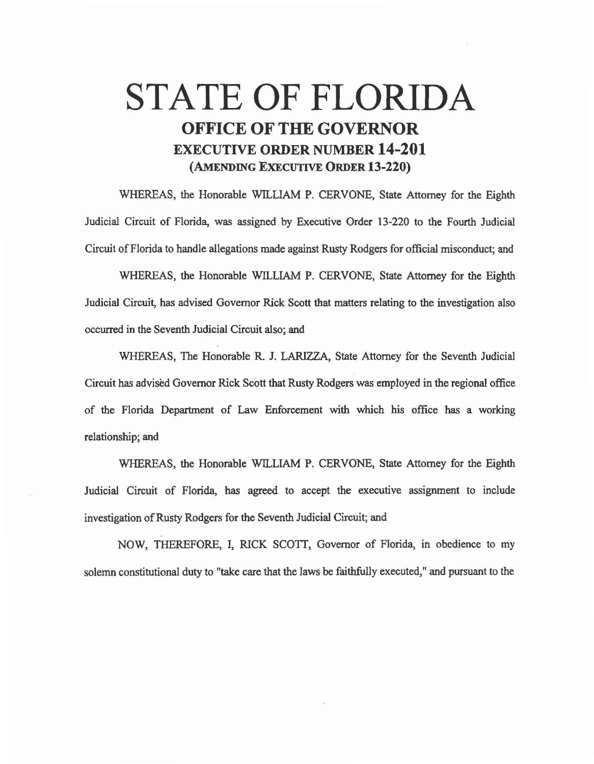# STATE OF FLORIDA

## OFFICE OF THE GOVERNOR

### EXECUTIVE ORDER NUMBER 14-201

### (AMENDING EXECUTIVE ORDER 13-220)

WHEREAS, the Honorable WILLIAM P. CERVONE, State Attorney for the Eighth Judicial Circuit of Florida, was assigned by Executive Order 13-220 to the Fourth Judicial Circuit of Florida to handle allegations made against Rusty Rodgers for official misconduct; and

WHEREAS, the Honorable WILLIAM P. CERVONE, State Attorney for the Eighth Judicial Circuit, has advised Governor Rick Scott that matters relating to the investigation also occurred in the Seventh Judicial Circuit also; and

WHEREAS, The Honorable R. J. LARIZZA, State Attorney for the Seventh Judicial Circuit has advised Governor Rick Scott that Rusty Rodgers was employed in the regional office of the Florida Department of Law Enforcement with which his office has a working relationship; and

WHEREAS, the Honorable WILLIAM P. CERVONE, State Attorney for the Eighth Judicial Circuit of Florida, has agreed to accept the executive assignment to include investigation of Rusty Rodgers for the Seventh Judicial Circuit; and

NOW, THEREFORE, I, RICK SCOTT, Governor of Florida, in obedience to my solemn constitutional duty to "take care that the laws be faithfully executed," and pursuant to the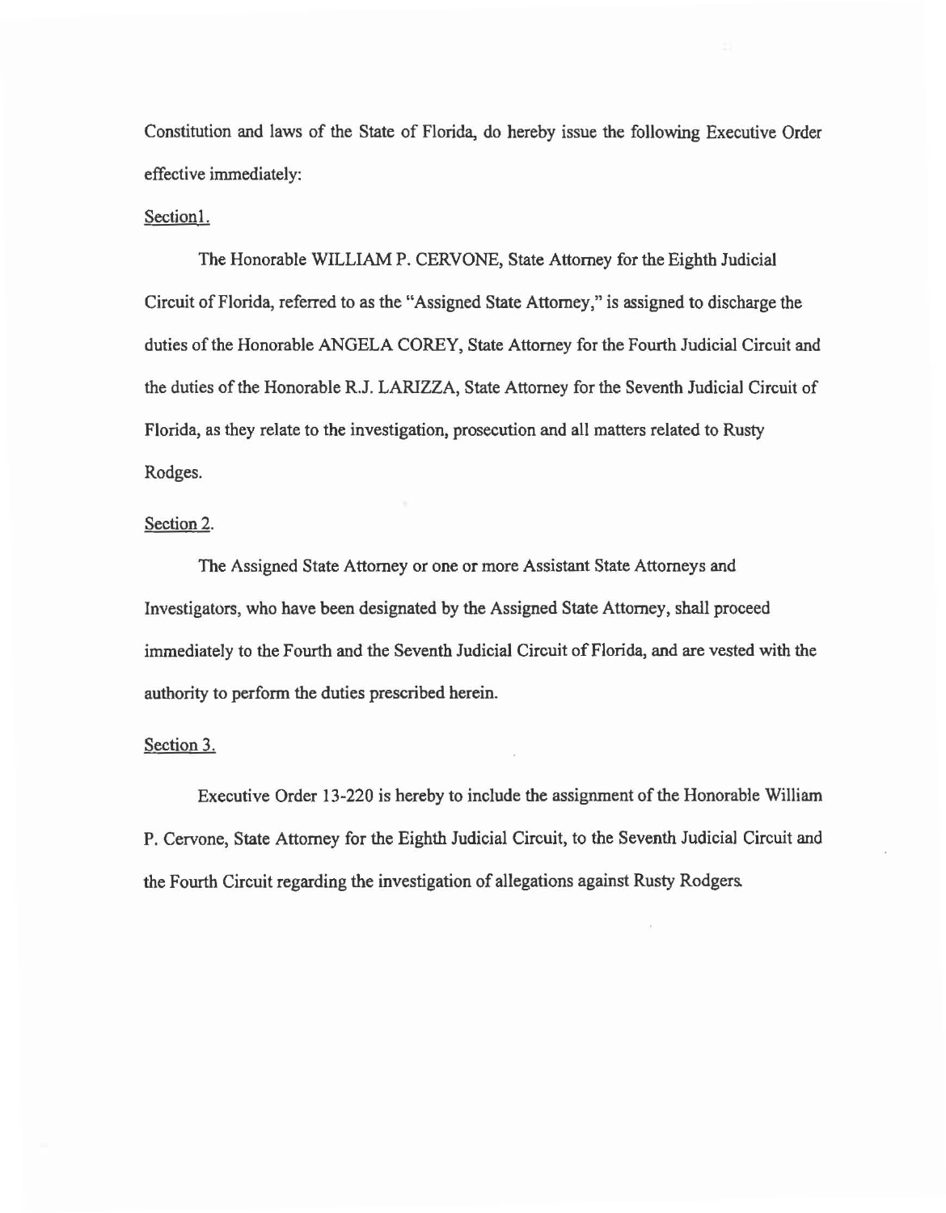Constitution and laws of the State of Florida, do hereby issue the following Executive Order effective immediately:

Section1.

The Honorable WILLIAM P. CERVONE, State Attorney for the Eighth Judicial Circuit of Florida, referred to as the "Assigned State Attorney," is assigned to discharge the duties of the Honorable ANGELA COREY, State Attorney for the Fourth Judicial Circuit and the duties of the Honorable R.J. LARIZZA, State Attorney for the Seventh Judicial Circuit of Florida, as they relate to the investigation, prosecution and all matters related to Rusty Rodges.

Section 2.

The Assigned State Attorney or one or more Assistant State Attorneys and Investigators, who have been designated by the Assigned State Attorney, shall proceed immediately to the Fourth and the Seventh Judicial Circuit of Florida, and are vested with the authority to perform the duties prescribed herein.

Section 3.

Executive Order 13-220 is hereby to include the assignment of the Honorable William P. Cervone, State Attorney for the Eighth Judicial Circuit, to the Seventh Judicial Circuit and the Fourth Circuit regarding the investigation of allegations against Rusty Rodgers.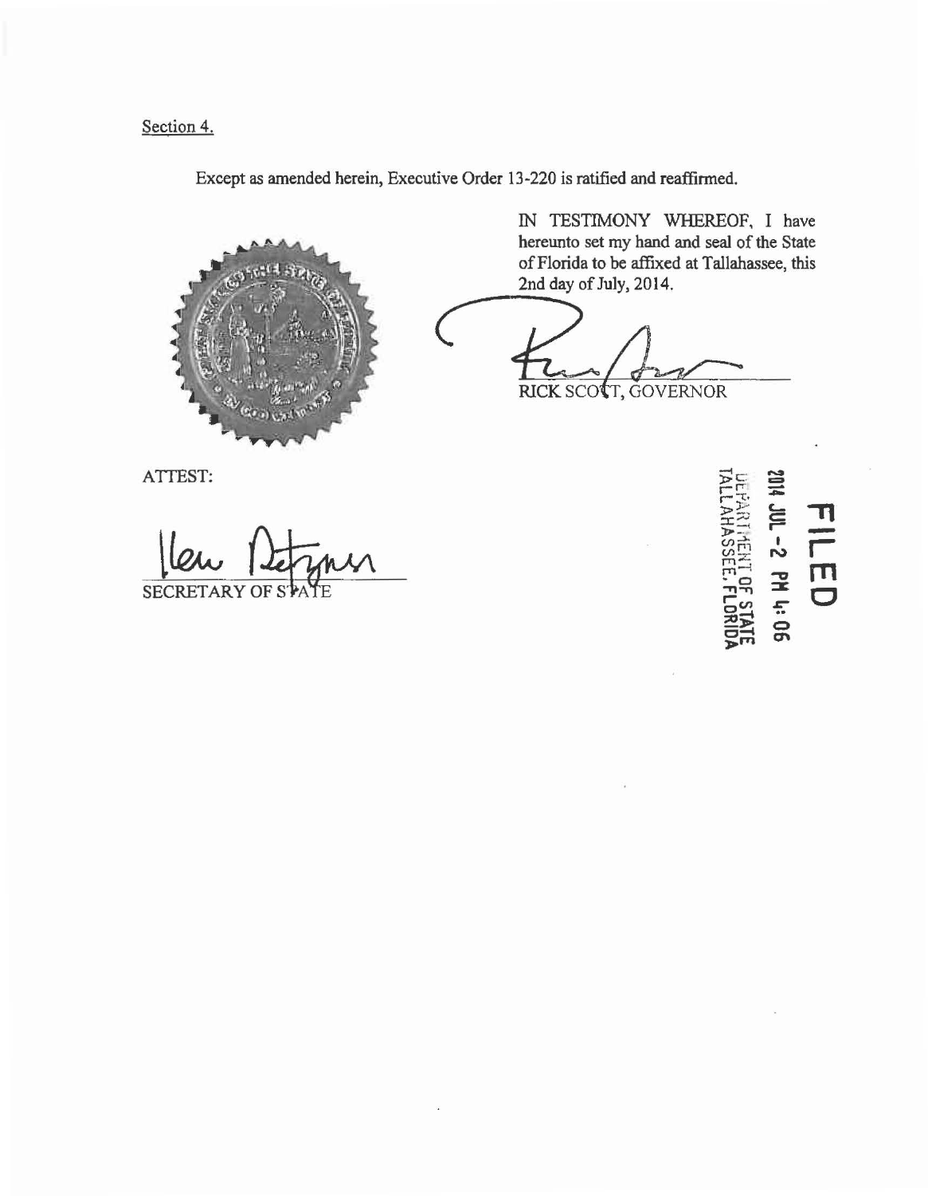Section 4.

Except as amended herein, Executive Order 13-220 is ratified and reaffirmed.

IN TESTIMONY WHEREOF, I have hereunto set my hand and seal of the State of Florida to be affixed at Tallahassee, this 2nd day of July, 2014.

RICK SCOTT, GOVERNOR

ATTEST:

SECRETARY OF STATE

FILED

2014 JUL -2 PM 4:06

DEPARTMENT OF STATE
TALLAHASSEE, FLORIDA